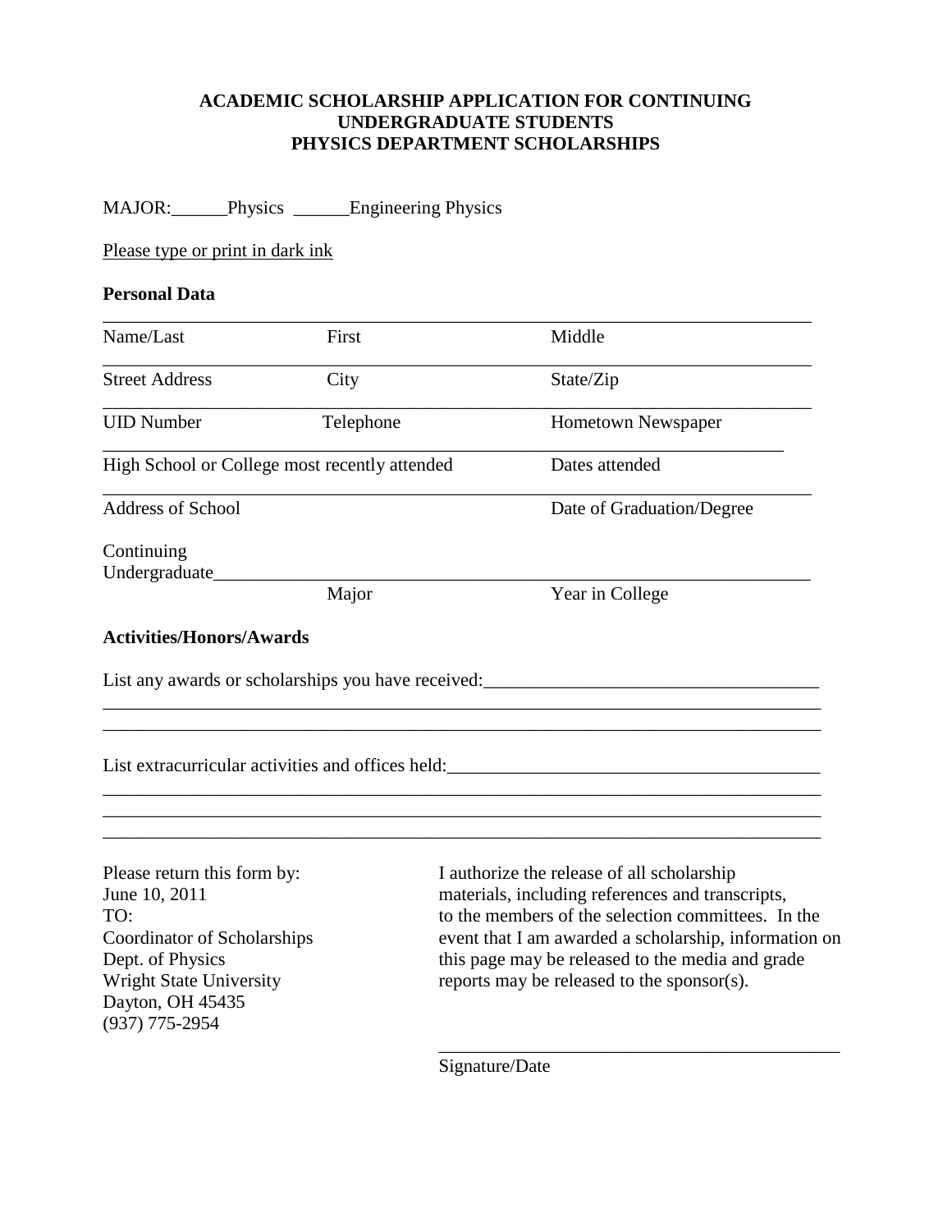# ACADEMIC SCHOLARSHIP APPLICATION FOR CONTINUING UNDERGRADUATE STUDENTS
# PHYSICS DEPARTMENT SCHOLARSHIPS

MAJOR:______Physics ______Engineering Physics

Please type or print in dark ink

**Personal Data**

________________________________________________________________________________

Name/Last First Middle

________________________________________________________________________________

Street Address City State/Zip

________________________________________________________________________________

UID Number Telephone Hometown Newspaper

________________________________________________________________________________

High School or College most recently attended Dates attended

________________________________________________________________________________

Address of School Date of Graduation/Degree

Continuing Undergraduate_____________________________________________________________________

Major Year in College

**Activities/Honors/Awards**

List any awards or scholarships you have received:____________________________________

________________________________________________________________________________

________________________________________________________________________________

List extracurricular activities and offices held:_________________________________________

________________________________________________________________________________

________________________________________________________________________________

________________________________________________________________________________

Please return this form by:
June 10, 2011
TO:
Coordinator of Scholarships
Dept. of Physics
Wright State University
Dayton, OH 45435
(937) 775-2954

I authorize the release of all scholarship materials, including references and transcripts, to the members of the selection committees. In the event that I am awarded a scholarship, information on this page may be released to the media and grade reports may be released to the sponsor(s).

_____________________________________________

Signature/Date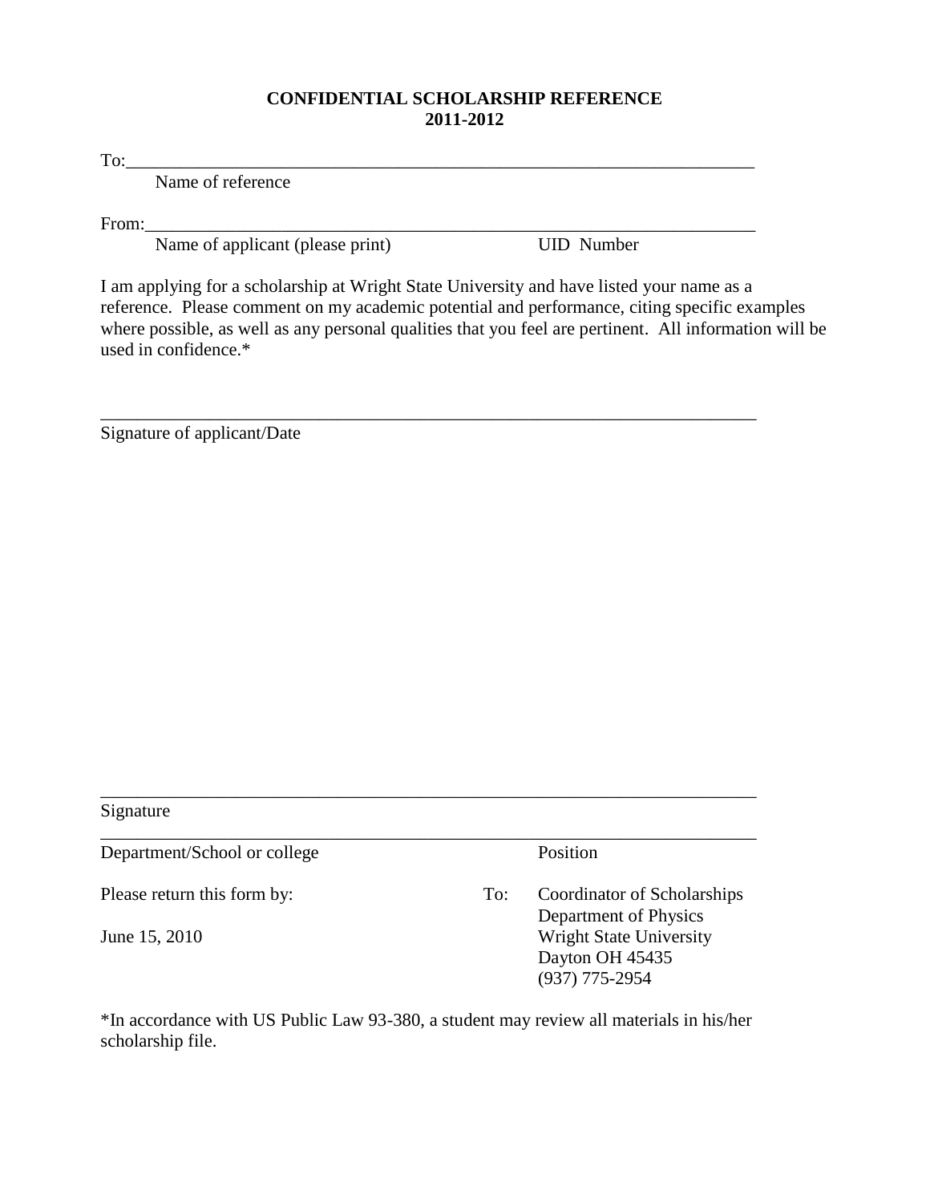**CONFIDENTIAL SCHOLARSHIP REFERENCE**
**2011-2012**

To:\_\_\_\_\_\_\_\_\_\_\_\_\_\_\_\_\_\_\_\_\_\_\_\_\_\_\_\_\_\_\_\_\_\_\_\_\_\_\_\_\_\_\_\_\_\_\_\_\_\_\_\_\_\_\_\_\_\_\_\_\_\_\_\_\_\_\_\_

Name of reference

From:\_\_\_\_\_\_\_\_\_\_\_\_\_\_\_\_\_\_\_\_\_\_\_\_\_\_\_\_\_\_\_\_\_\_\_\_\_\_\_\_\_\_\_\_\_\_\_\_\_\_\_\_\_\_\_\_\_\_\_\_\_\_\_\_\_\_

Name of applicant (please print)                    UID Number

I am applying for a scholarship at Wright State University and have listed your name as a reference. Please comment on my academic potential and performance, citing specific examples where possible, as well as any personal qualities that you feel are pertinent. All information will be used in confidence.*

\_\_\_\_\_\_\_\_\_\_\_\_\_\_\_\_\_\_\_\_\_\_\_\_\_\_\_\_\_\_\_\_\_\_\_\_\_\_\_\_\_\_\_\_\_\_\_\_\_\_\_\_\_\_\_\_\_\_\_\_\_\_\_\_\_\_\_\_\_\_

Signature of applicant/Date

\_\_\_\_\_\_\_\_\_\_\_\_\_\_\_\_\_\_\_\_\_\_\_\_\_\_\_\_\_\_\_\_\_\_\_\_\_\_\_\_\_\_\_\_\_\_\_\_\_\_\_\_\_\_\_\_\_\_\_\_\_\_\_\_\_\_\_\_\_\_

Signature

\_\_\_\_\_\_\_\_\_\_\_\_\_\_\_\_\_\_\_\_\_\_\_\_\_\_\_\_\_\_\_\_\_\_\_\_\_\_\_\_\_\_\_\_\_\_\_\_\_\_\_\_\_\_\_\_\_\_\_\_\_\_\_\_\_\_\_\_\_\_

Department/School or college                    Position

Please return this form by:

June 15, 2010

To: Coordinator of Scholarships
Department of Physics
Wright State University
Dayton OH 45435
(937) 775-2954

*In accordance with US Public Law 93-380, a student may review all materials in his/her scholarship file.